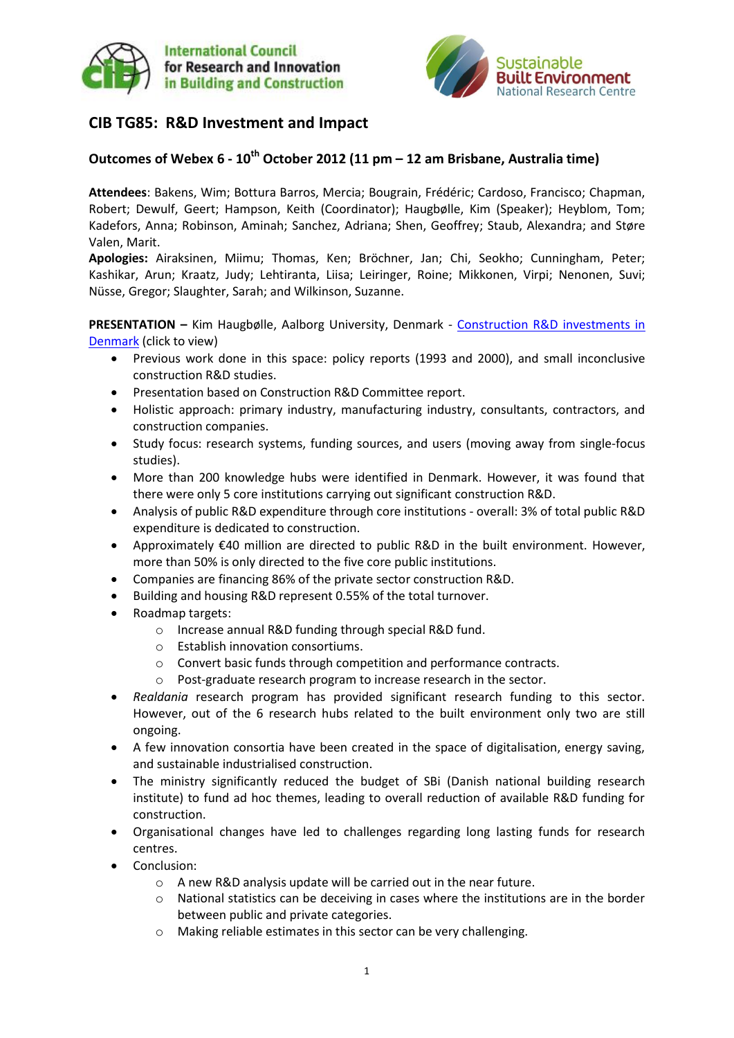International Council for Research and Innovation in Building and Construction

Sustainable Built Environment National Research Centre

## CIB TG85: R&D Investment and Impact

### Outcomes of Webex 6 - 10th October 2012 (11 pm – 12 am Brisbane, Australia time)

**Attendees**: Bakens, Wim; Bottura Barros, Mercia; Bougrain, Frédéric; Cardoso, Francisco; Chapman, Robert; Dewulf, Geert; Hampson, Keith (Coordinator); Haugbølle, Kim (Speaker); Heyblom, Tom; Kadefors, Anna; Robinson, Aminah; Sanchez, Adriana; Shen, Geoffrey; Staub, Alexandra; and Støre Valen, Marit.

**Apologies:** Airaksinen, Miimu; Thomas, Ken; Bröchner, Jan; Chi, Seokho; Cunningham, Peter; Kashikar, Arun; Kraatz, Judy; Lehtiranta, Liisa; Leiringer, Roine; Mikkonen, Virpi; Nenonen, Suvi; Nüsse, Gregor; Slaughter, Sarah; and Wilkinson, Suzanne.

**PRESENTATION –** Kim Haugbølle, Aalborg University, Denmark - Construction R&D investments in Denmark (click to view)

- Previous work done in this space: policy reports (1993 and 2000), and small inconclusive construction R&D studies.
- Presentation based on Construction R&D Committee report.
- Holistic approach: primary industry, manufacturing industry, consultants, contractors, and construction companies.
- Study focus: research systems, funding sources, and users (moving away from single-focus studies).
- More than 200 knowledge hubs were identified in Denmark. However, it was found that there were only 5 core institutions carrying out significant construction R&D.
- Analysis of public R&D expenditure through core institutions - overall: 3% of total public R&D expenditure is dedicated to construction.
- Approximately €40 million are directed to public R&D in the built environment. However, more than 50% is only directed to the five core public institutions.
- Companies are financing 86% of the private sector construction R&D.
- Building and housing R&D represent 0.55% of the total turnover.
- Roadmap targets:
  - Increase annual R&D funding through special R&D fund.
  - Establish innovation consortiums.
  - Convert basic funds through competition and performance contracts.
  - Post-graduate research program to increase research in the sector.
- *Realdania* research program has provided significant research funding to this sector. However, out of the 6 research hubs related to the built environment only two are still ongoing.
- A few innovation consortia have been created in the space of digitalisation, energy saving, and sustainable industrialised construction.
- The ministry significantly reduced the budget of SBi (Danish national building research institute) to fund ad hoc themes, leading to overall reduction of available R&D funding for construction.
- Organisational changes have led to challenges regarding long lasting funds for research centres.
- Conclusion:
  - A new R&D analysis update will be carried out in the near future.
  - National statistics can be deceiving in cases where the institutions are in the border between public and private categories.
  - Making reliable estimates in this sector can be very challenging.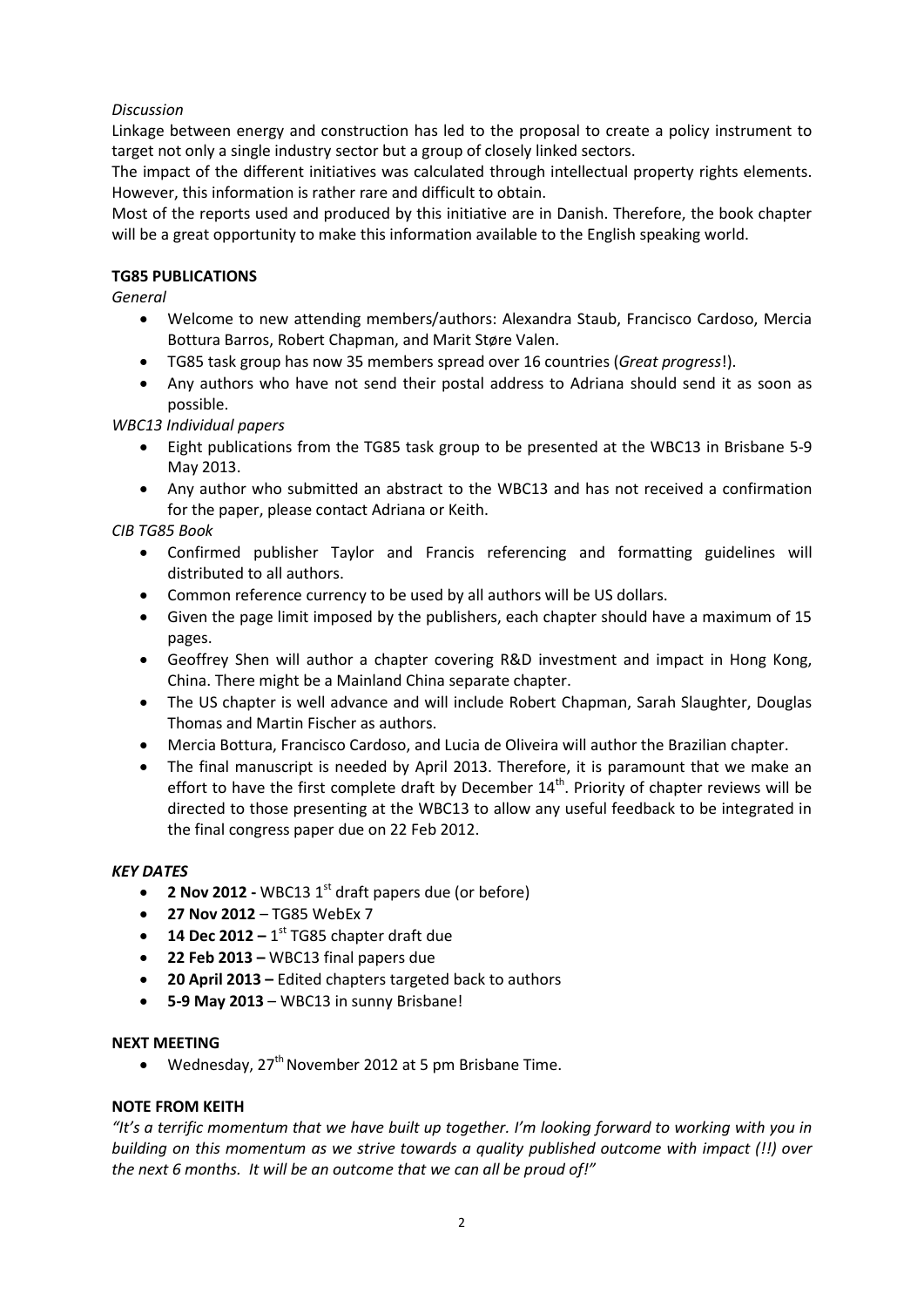*Discussion*

Linkage between energy and construction has led to the proposal to create a policy instrument to target not only a single industry sector but a group of closely linked sectors.

The impact of the different initiatives was calculated through intellectual property rights elements. However, this information is rather rare and difficult to obtain.

Most of the reports used and produced by this initiative are in Danish. Therefore, the book chapter will be a great opportunity to make this information available to the English speaking world.

**TG85 PUBLICATIONS**

*General*

- Welcome to new attending members/authors: Alexandra Staub, Francisco Cardoso, Mercia Bottura Barros, Robert Chapman, and Marit Støre Valen.
- TG85 task group has now 35 members spread over 16 countries (*Great progress*!).
- Any authors who have not send their postal address to Adriana should send it as soon as possible.

*WBC13 Individual papers*

- Eight publications from the TG85 task group to be presented at the WBC13 in Brisbane 5-9 May 2013.
- Any author who submitted an abstract to the WBC13 and has not received a confirmation for the paper, please contact Adriana or Keith.

*CIB TG85 Book*

- Confirmed publisher Taylor and Francis referencing and formatting guidelines will distributed to all authors.
- Common reference currency to be used by all authors will be US dollars.
- Given the page limit imposed by the publishers, each chapter should have a maximum of 15 pages.
- Geoffrey Shen will author a chapter covering R&D investment and impact in Hong Kong, China. There might be a Mainland China separate chapter.
- The US chapter is well advance and will include Robert Chapman, Sarah Slaughter, Douglas Thomas and Martin Fischer as authors.
- Mercia Bottura, Francisco Cardoso, and Lucia de Oliveira will author the Brazilian chapter.
- The final manuscript is needed by April 2013. Therefore, it is paramount that we make an effort to have the first complete draft by December 14th. Priority of chapter reviews will be directed to those presenting at the WBC13 to allow any useful feedback to be integrated in the final congress paper due on 22 Feb 2012.

***KEY DATES***

- **2 Nov 2012 -** WBC13 1st draft papers due (or before)
- **27 Nov 2012** – TG85 WebEx 7
- **14 Dec 2012 –** 1st TG85 chapter draft due
- **22 Feb 2013 –** WBC13 final papers due
- **20 April 2013 –** Edited chapters targeted back to authors
- **5-9 May 2013** – WBC13 in sunny Brisbane!

**NEXT MEETING**

- Wednesday, 27th November 2012 at 5 pm Brisbane Time.

**NOTE FROM KEITH**

*"It's a terrific momentum that we have built up together. I'm looking forward to working with you in building on this momentum as we strive towards a quality published outcome with impact (!!) over the next 6 months. It will be an outcome that we can all be proud of!"*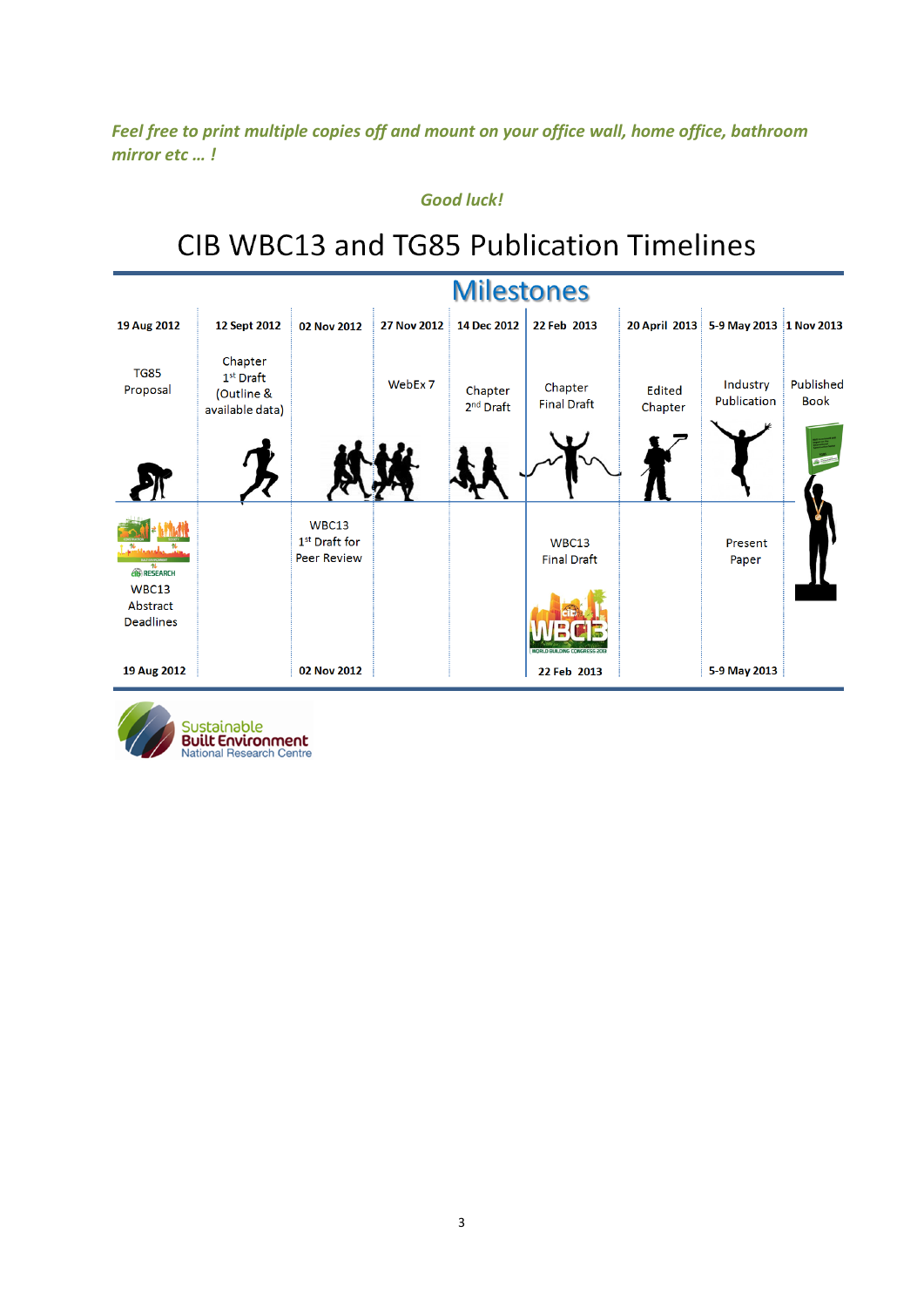*Feel free to print multiple copies off and mount on your office wall, home office, bathroom mirror etc … !*

*Good luck!*

# CIB WBC13 and TG85 Publication Timelines

## Milestones

| 19 Aug 2012 | 12 Sept 2012 | 02 Nov 2012 | 27 Nov 2012 | 14 Dec 2012 | 22 Feb 2013 | 20 April 2013 | 5-9 May 2013 | 1 Nov 2013 |
|---|---|---|---|---|---|---|---|---|
| TG85 Proposal | Chapter 1st Draft (Outline & available data) | | WebEx 7 | Chapter 2nd Draft | Chapter Final Draft | Edited Chapter | Industry Publication | Published Book |
| WBC13 Abstract Deadlines | | WBC13 1st Draft for Peer Review | | | WBC13 Final Draft | | Present Paper | |
| 19 Aug 2012 | | 02 Nov 2012 | | | 22 Feb 2013 | | 5-9 May 2013 | |

Sustainable Built Environment National Research Centre